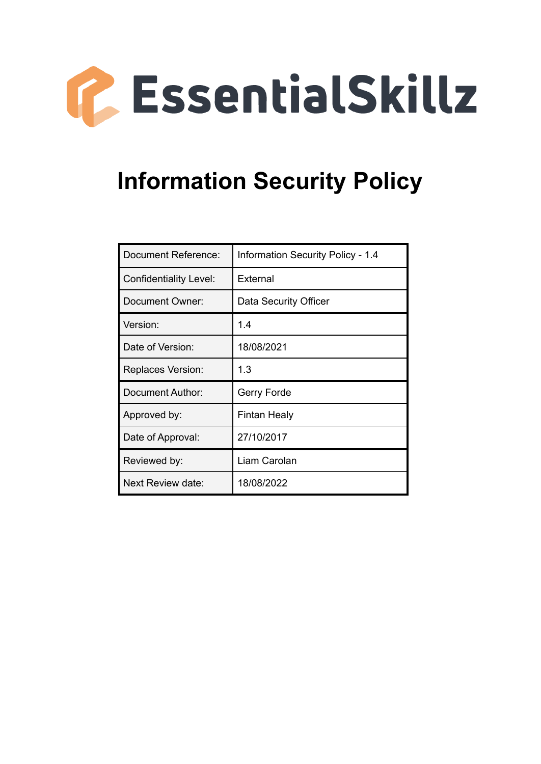EssentialSkillz

# Information Security Policy

| Document Reference: | Information Security Policy - 1.4 |
|---|---|
| Confidentiality Level: | External |
| Document Owner: | Data Security Officer |
| Version: | 1.4 |
| Date of Version: | 18/08/2021 |
| Replaces Version: | 1.3 |
| Document Author: | Gerry Forde |
| Approved by: | Fintan Healy |
| Date of Approval: | 27/10/2017 |
| Reviewed by: | Liam Carolan |
| Next Review date: | 18/08/2022 |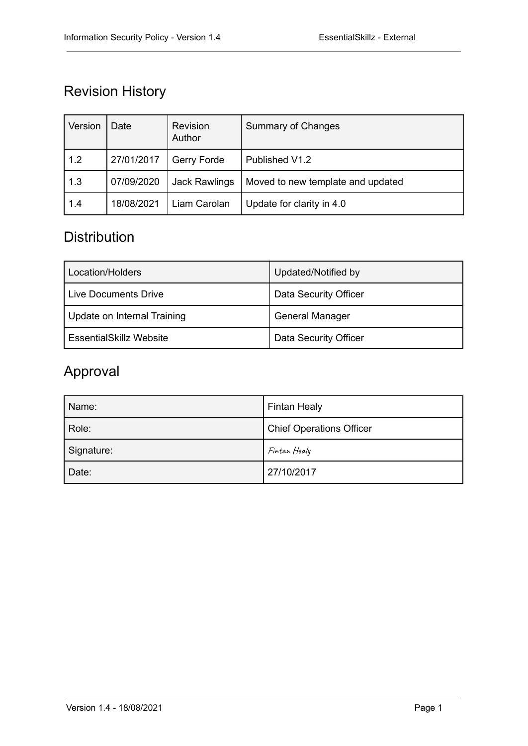## Revision History

| Version | Date | Revision Author | Summary of Changes |
|---|---|---|---|
| 1.2 | 27/01/2017 | Gerry Forde | Published V1.2 |
| 1.3 | 07/09/2020 | Jack Rawlings | Moved to new template and updated |
| 1.4 | 18/08/2021 | Liam Carolan | Update for clarity in 4.0 |

## Distribution

| Location/Holders | Updated/Notified by |
|---|---|
| Live Documents Drive | Data Security Officer |
| Update on Internal Training | General Manager |
| EssentialSkillz Website | Data Security Officer |

## Approval

| Name: | Fintan Healy |
|---|---|
| Role: | Chief Operations Officer |
| Signature: | *Fintan Healy* |
| Date: | 27/10/2017 |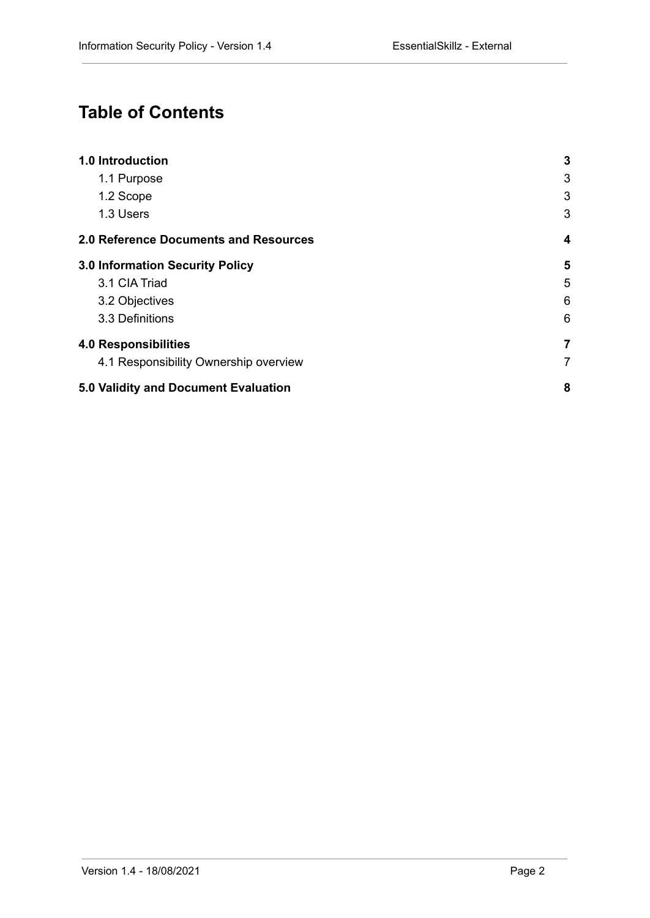# Table of Contents

| | |
|---|---|
| **1.0 Introduction** | **3** |
| 1.1 Purpose | 3 |
| 1.2 Scope | 3 |
| 1.3 Users | 3 |
| **2.0 Reference Documents and Resources** | **4** |
| **3.0 Information Security Policy** | **5** |
| 3.1 CIA Triad | 5 |
| 3.2 Objectives | 6 |
| 3.3 Definitions | 6 |
| **4.0 Responsibilities** | **7** |
| 4.1 Responsibility Ownership overview | 7 |
| **5.0 Validity and Document Evaluation** | **8** |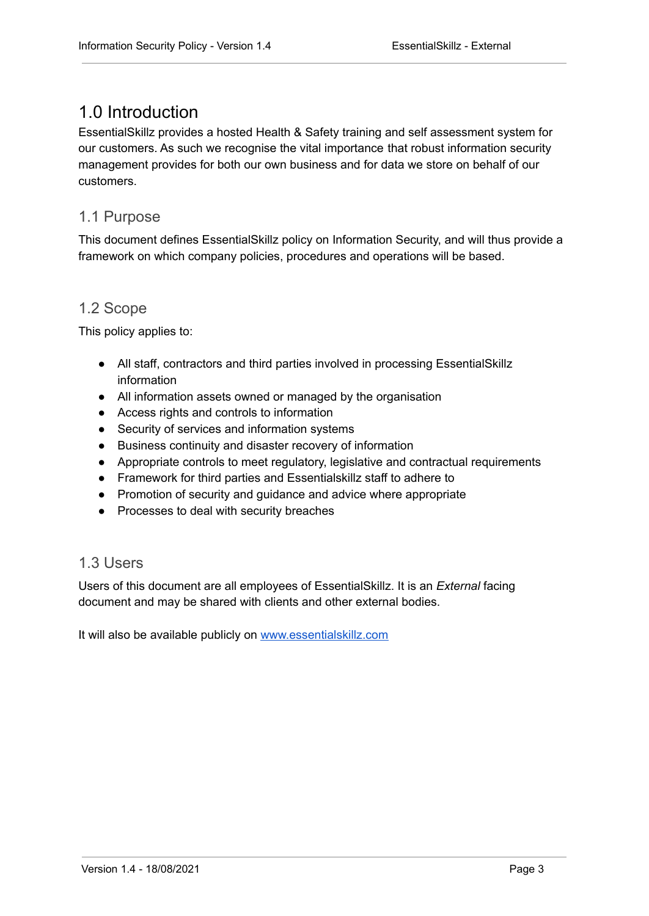# 1.0 Introduction

EssentialSkillz provides a hosted Health & Safety training and self assessment system for our customers. As such we recognise the vital importance that robust information security management provides for both our own business and for data we store on behalf of our customers.

## 1.1 Purpose

This document defines EssentialSkillz policy on Information Security, and will thus provide a framework on which company policies, procedures and operations will be based.

## 1.2 Scope

This policy applies to:

- All staff, contractors and third parties involved in processing EssentialSkillz information
- All information assets owned or managed by the organisation
- Access rights and controls to information
- Security of services and information systems
- Business continuity and disaster recovery of information
- Appropriate controls to meet regulatory, legislative and contractual requirements
- Framework for third parties and Essentialskillz staff to adhere to
- Promotion of security and guidance and advice where appropriate
- Processes to deal with security breaches

## 1.3 Users

Users of this document are all employees of EssentialSkillz. It is an *External* facing document and may be shared with clients and other external bodies.

It will also be available publicly on [www.essentialskillz.com](www.essentialskillz.com)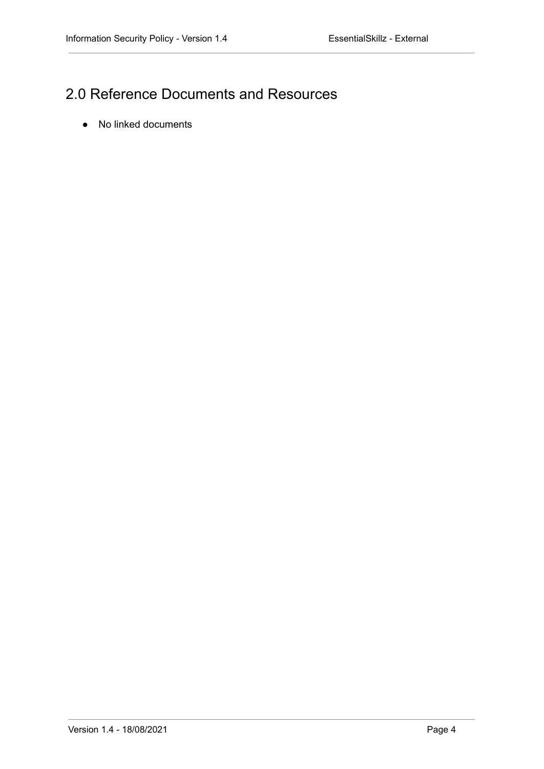# 2.0 Reference Documents and Resources

- No linked documents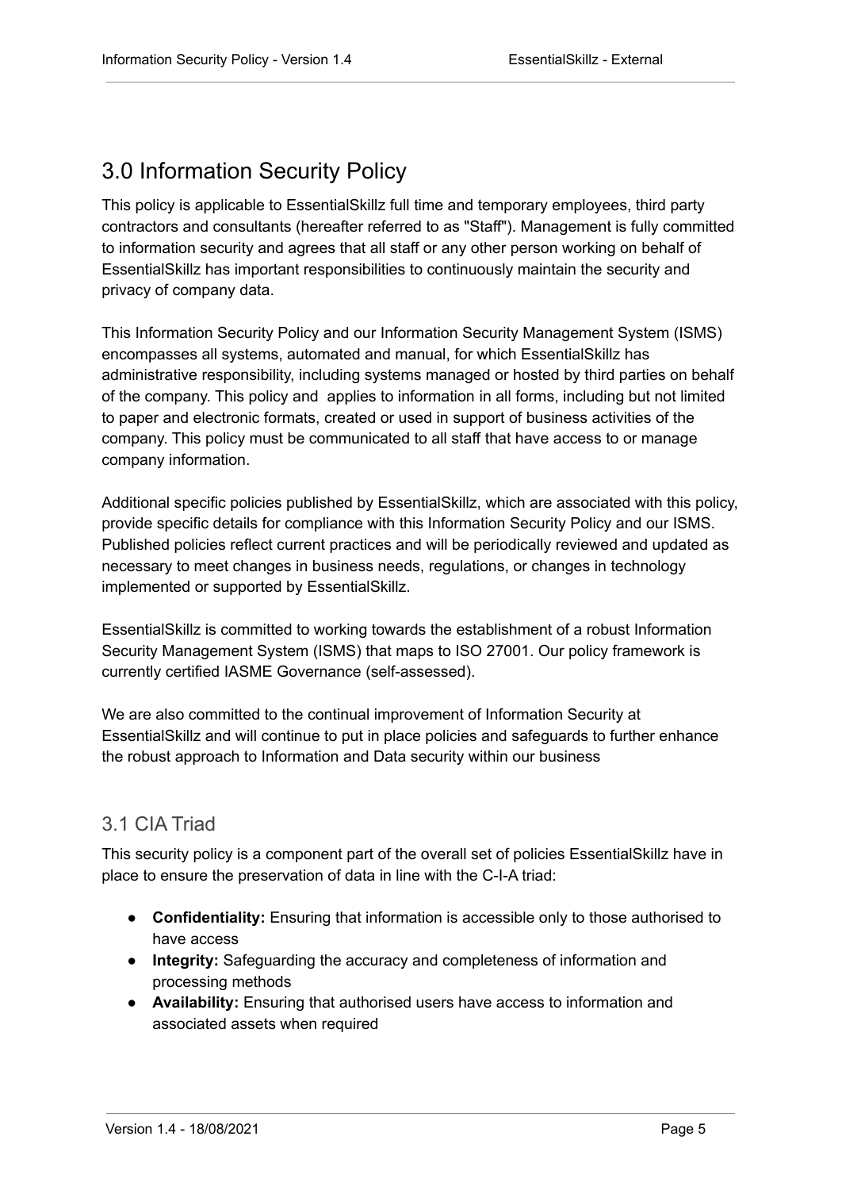# 3.0 Information Security Policy

This policy is applicable to EssentialSkillz full time and temporary employees, third party contractors and consultants (hereafter referred to as "Staff"). Management is fully committed to information security and agrees that all staff or any other person working on behalf of EssentialSkillz has important responsibilities to continuously maintain the security and privacy of company data.

This Information Security Policy and our Information Security Management System (ISMS) encompasses all systems, automated and manual, for which EssentialSkillz has administrative responsibility, including systems managed or hosted by third parties on behalf of the company. This policy and  applies to information in all forms, including but not limited to paper and electronic formats, created or used in support of business activities of the company. This policy must be communicated to all staff that have access to or manage company information.

Additional specific policies published by EssentialSkillz, which are associated with this policy, provide specific details for compliance with this Information Security Policy and our ISMS. Published policies reflect current practices and will be periodically reviewed and updated as necessary to meet changes in business needs, regulations, or changes in technology implemented or supported by EssentialSkillz.

EssentialSkillz is committed to working towards the establishment of a robust Information Security Management System (ISMS) that maps to ISO 27001. Our policy framework is currently certified IASME Governance (self-assessed).

We are also committed to the continual improvement of Information Security at EssentialSkillz and will continue to put in place policies and safeguards to further enhance the robust approach to Information and Data security within our business

## 3.1 CIA Triad

This security policy is a component part of the overall set of policies EssentialSkillz have in place to ensure the preservation of data in line with the C-I-A triad:

- **Confidentiality:** Ensuring that information is accessible only to those authorised to have access
- **Integrity:** Safeguarding the accuracy and completeness of information and processing methods
- **Availability:** Ensuring that authorised users have access to information and associated assets when required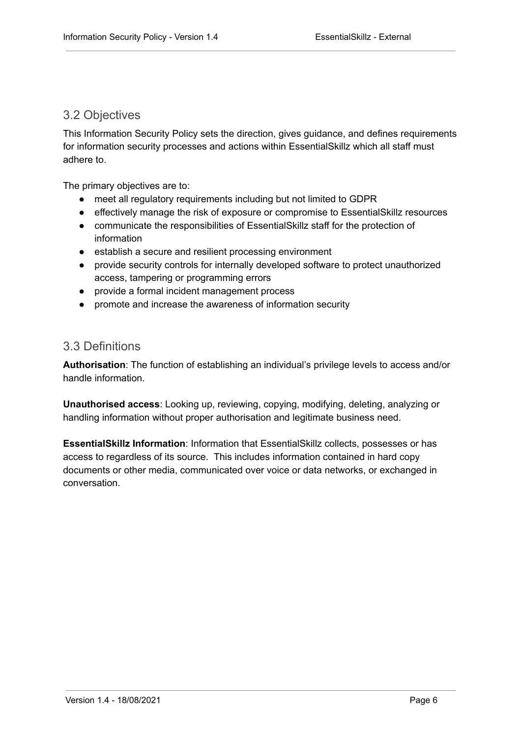## 3.2 Objectives

This Information Security Policy sets the direction, gives guidance, and defines requirements for information security processes and actions within EssentialSkillz which all staff must adhere to.

The primary objectives are to:

- meet all regulatory requirements including but not limited to GDPR
- effectively manage the risk of exposure or compromise to EssentialSkillz resources
- communicate the responsibilities of EssentialSkillz staff for the protection of information
- establish a secure and resilient processing environment
- provide security controls for internally developed software to protect unauthorized access, tampering or programming errors
- provide a formal incident management process
- promote and increase the awareness of information security

## 3.3 Definitions

**Authorisation**: The function of establishing an individual's privilege levels to access and/or handle information.

**Unauthorised access**: Looking up, reviewing, copying, modifying, deleting, analyzing or handling information without proper authorisation and legitimate business need.

**EssentialSkillz Information**: Information that EssentialSkillz collects, possesses or has access to regardless of its source. This includes information contained in hard copy documents or other media, communicated over voice or data networks, or exchanged in conversation.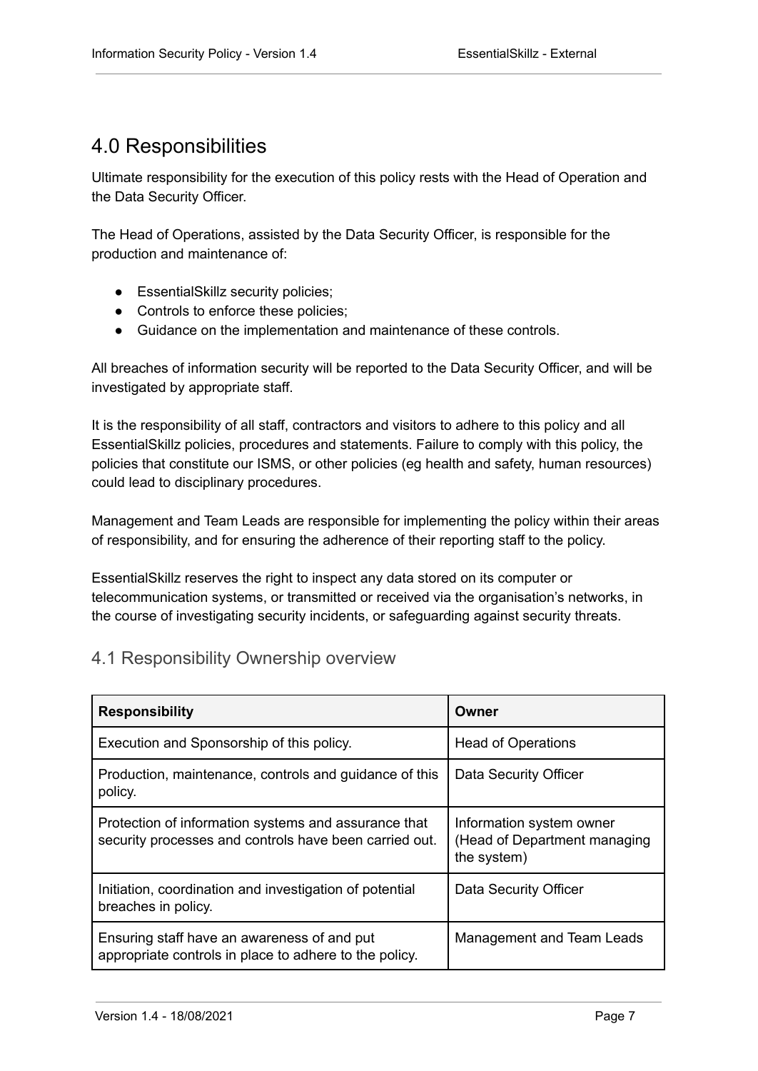## 4.0 Responsibilities

Ultimate responsibility for the execution of this policy rests with the Head of Operation and the Data Security Officer.

The Head of Operations, assisted by the Data Security Officer, is responsible for the production and maintenance of:

- EssentialSkillz security policies;
- Controls to enforce these policies;
- Guidance on the implementation and maintenance of these controls.

All breaches of information security will be reported to the Data Security Officer, and will be investigated by appropriate staff.

It is the responsibility of all staff, contractors and visitors to adhere to this policy and all EssentialSkillz policies, procedures and statements. Failure to comply with this policy, the policies that constitute our ISMS, or other policies (eg health and safety, human resources) could lead to disciplinary procedures.

Management and Team Leads are responsible for implementing the policy within their areas of responsibility, and for ensuring the adherence of their reporting staff to the policy.

EssentialSkillz reserves the right to inspect any data stored on its computer or telecommunication systems, or transmitted or received via the organisation's networks, in the course of investigating security incidents, or safeguarding against security threats.

### 4.1 Responsibility Ownership overview

| **Responsibility** | **Owner** |
|---|---|
| Execution and Sponsorship of this policy. | Head of Operations |
| Production, maintenance, controls and guidance of this policy. | Data Security Officer |
| Protection of information systems and assurance that security processes and controls have been carried out. | Information system owner (Head of Department managing the system) |
| Initiation, coordination and investigation of potential breaches in policy. | Data Security Officer |
| Ensuring staff have an awareness of and put appropriate controls in place to adhere to the policy. | Management and Team Leads |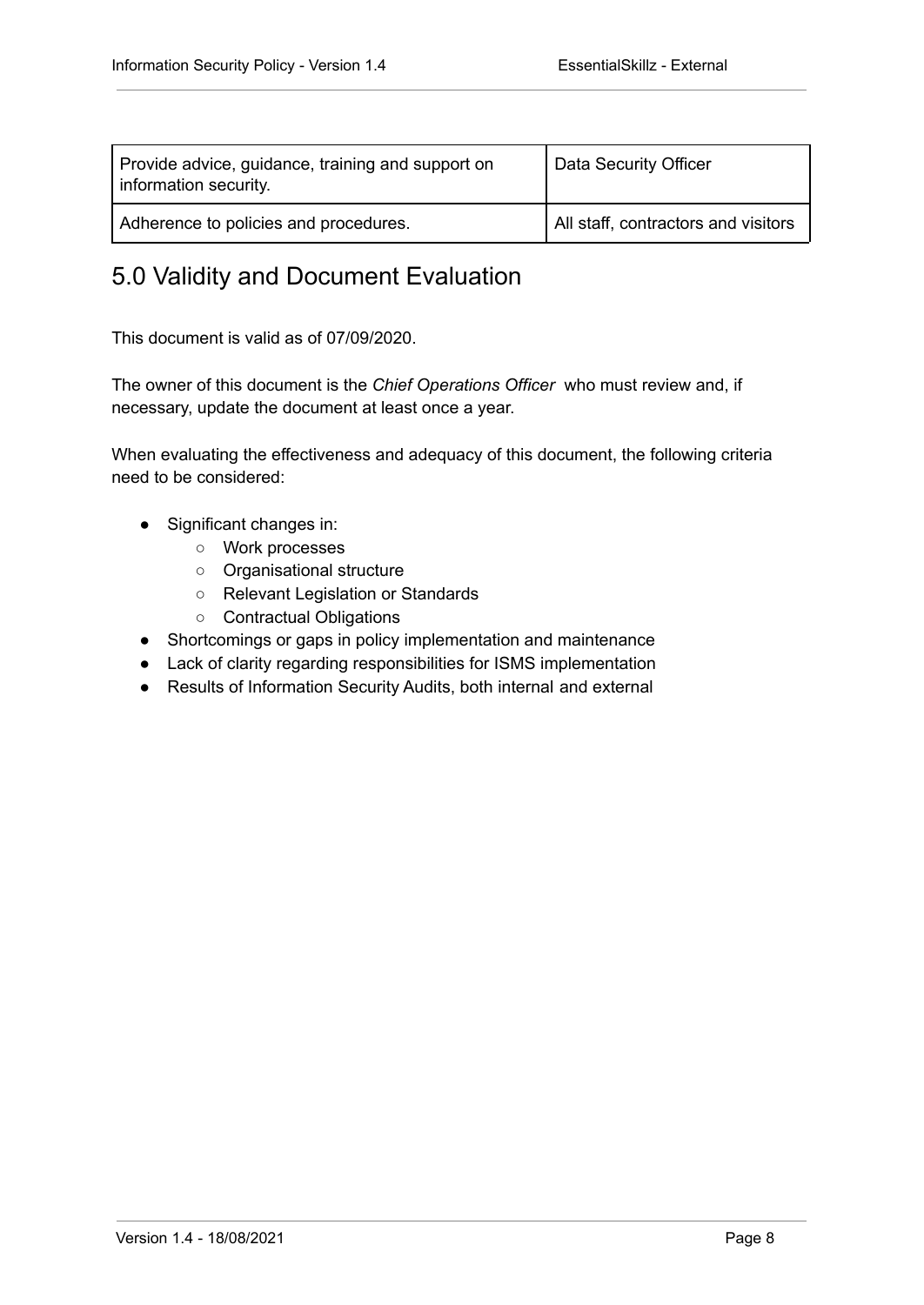| | |
|---|---|
| Provide advice, guidance, training and support on information security. | Data Security Officer |
| Adherence to policies and procedures. | All staff, contractors and visitors |

# 5.0 Validity and Document Evaluation

This document is valid as of 07/09/2020.

The owner of this document is the *Chief Operations Officer* who must review and, if necessary, update the document at least once a year.

When evaluating the effectiveness and adequacy of this document, the following criteria need to be considered:

- Significant changes in:
  - Work processes
  - Organisational structure
  - Relevant Legislation or Standards
  - Contractual Obligations
- Shortcomings or gaps in policy implementation and maintenance
- Lack of clarity regarding responsibilities for ISMS implementation
- Results of Information Security Audits, both internal and external